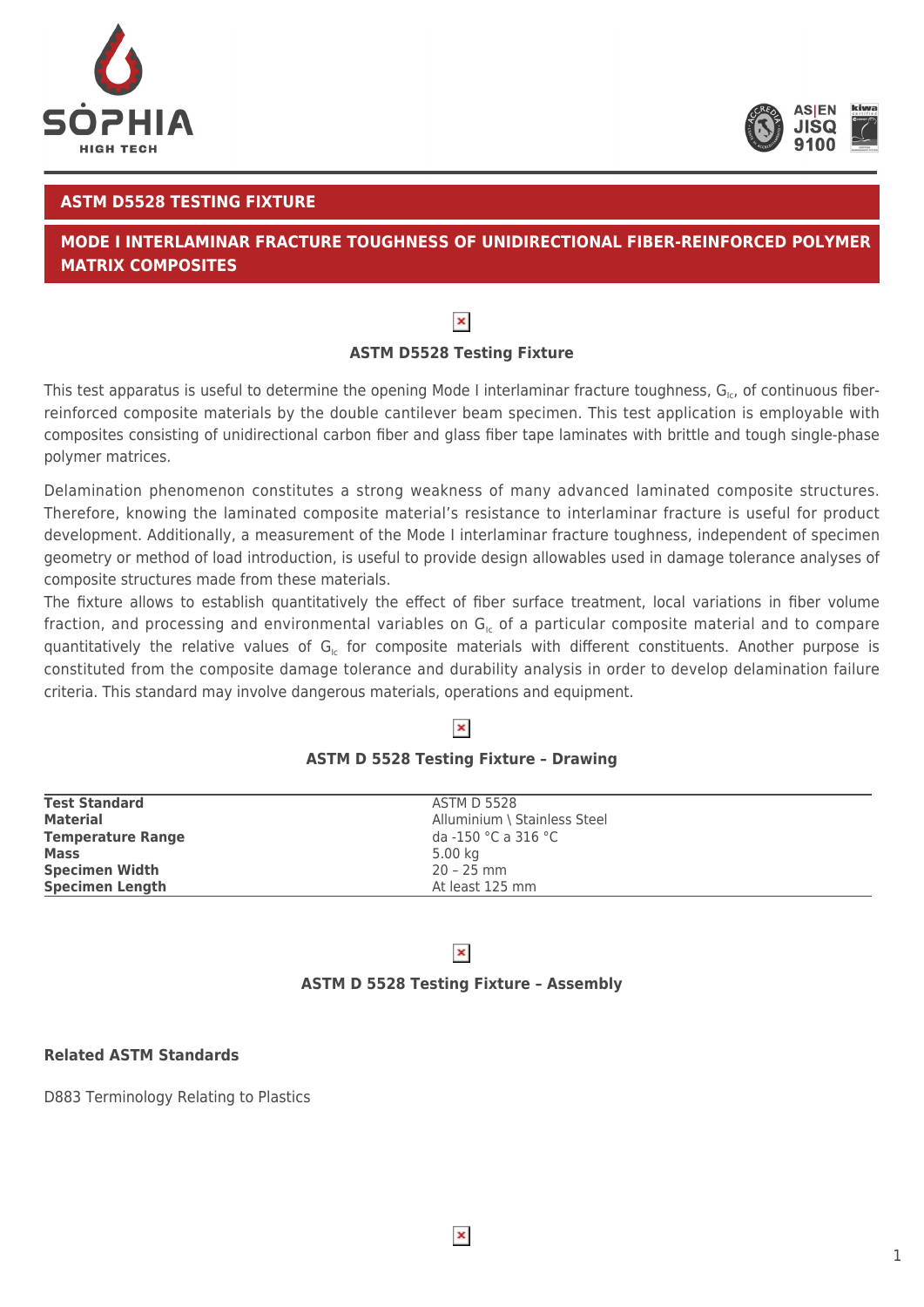## ASTM D5528 TESTING FIXTURE

## MODE I INTERLAMINAR FRACTURE TOUGHNESS OF UNIDIRECTIONAL FIBER-REINFORCED POLYMER MATRIX COMPOSITES

**ASTM D5528 Testing Fixture**

This test apparatus is useful to determine the opening Mode I interlaminar fracture toughness, $G_{Ic}$, of continuous fiber-reinforced composite materials by the double cantilever beam specimen. This test application is employable with composites consisting of unidirectional carbon fiber and glass fiber tape laminates with brittle and tough single-phase polymer matrices.

Delamination phenomenon constitutes a strong weakness of many advanced laminated composite structures. Therefore, knowing the laminated composite material's resistance to interlaminar fracture is useful for product development. Additionally, a measurement of the Mode I interlaminar fracture toughness, independent of specimen geometry or method of load introduction, is useful to provide design allowables used in damage tolerance analyses of composite structures made from these materials.

The fixture allows to establish quantitatively the effect of fiber surface treatment, local variations in fiber volume fraction, and processing and environmental variables on $G_{Ic}$ of a particular composite material and to compare quantitatively the relative values of $G_{Ic}$ for composite materials with different constituents. Another purpose is constituted from the composite damage tolerance and durability analysis in order to develop delamination failure criteria. This standard may involve dangerous materials, operations and equipment.

**ASTM D 5528 Testing Fixture – Drawing**

| | |
|---|---|
| **Test Standard** | ASTM D 5528 |
| **Material** | Alluminium \ Stainless Steel |
| **Temperature Range** | da -150 °C a 316 °C |
| **Mass** | 5.00 kg |
| **Specimen Width** | 20 – 25 mm |
| **Specimen Length** | At least 125 mm |

**ASTM D 5528 Testing Fixture – Assembly**

**Related ASTM Standards**

D883 Terminology Relating to Plastics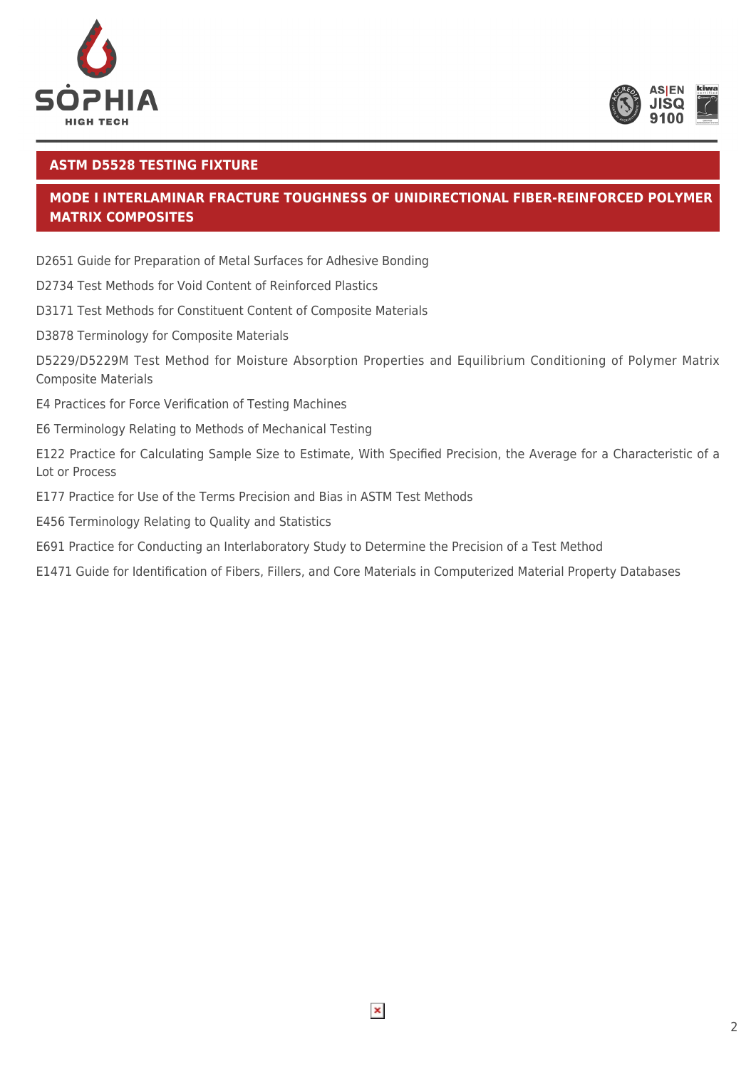## ASTM D5528 TESTING FIXTURE

### MODE I INTERLAMINAR FRACTURE TOUGHNESS OF UNIDIRECTIONAL FIBER-REINFORCED POLYMER MATRIX COMPOSITES

D2651 Guide for Preparation of Metal Surfaces for Adhesive Bonding

D2734 Test Methods for Void Content of Reinforced Plastics

D3171 Test Methods for Constituent Content of Composite Materials

D3878 Terminology for Composite Materials

D5229/D5229M Test Method for Moisture Absorption Properties and Equilibrium Conditioning of Polymer Matrix Composite Materials

E4 Practices for Force Verification of Testing Machines

E6 Terminology Relating to Methods of Mechanical Testing

E122 Practice for Calculating Sample Size to Estimate, With Specified Precision, the Average for a Characteristic of a Lot or Process

E177 Practice for Use of the Terms Precision and Bias in ASTM Test Methods

E456 Terminology Relating to Quality and Statistics

E691 Practice for Conducting an Interlaboratory Study to Determine the Precision of a Test Method

E1471 Guide for Identification of Fibers, Fillers, and Core Materials in Computerized Material Property Databases